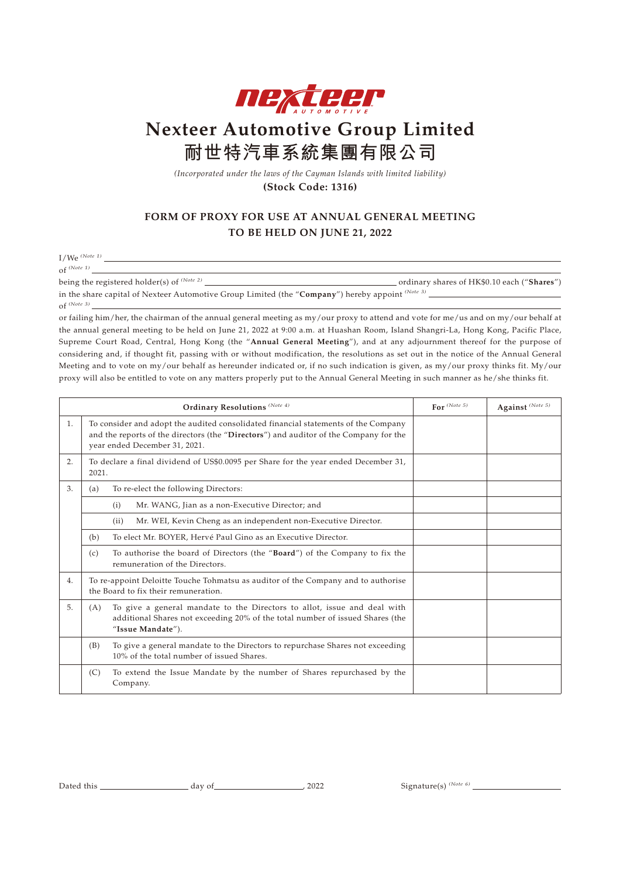# Nexteer Automotive Group Limited

# 耐世特汽車系統集團有限公司

*(Incorporated under the laws of the Cayman Islands with limited liability)*

**(Stock Code: 1316)**

## FORM OF PROXY FOR USE AT ANNUAL GENERAL MEETING TO BE HELD ON JUNE 21, 2022

I/We [(Note 1)] ____________________________________________

of [(Note 1)] ____________________________________________

being the registered holder(s) of [(Note 2)] ____________________ ordinary shares of HK$0.10 each ("**Shares**")

in the share capital of Nexteer Automotive Group Limited (the "**Company**") hereby appoint [(Note 3)] ____________________

of [(Note 3)] ____________________________________________

or failing him/her, the chairman of the annual general meeting as my/our proxy to attend and vote for me/us and on my/our behalf at the annual general meeting to be held on June 21, 2022 at 9:00 a.m. at Huashan Room, Island Shangri-La, Hong Kong, Pacific Place, Supreme Court Road, Central, Hong Kong (the "**Annual General Meeting**"), and at any adjournment thereof for the purpose of considering and, if thought fit, passing with or without modification, the resolutions as set out in the notice of the Annual General Meeting and to vote on my/our behalf as hereunder indicated or, if no such indication is given, as my/our proxy thinks fit. My/our proxy will also be entitled to vote on any matters properly put to the Annual General Meeting in such manner as he/she thinks fit.

| | **Ordinary Resolutions** [(Note 4)] | **For** [(Note 5)] | **Against** [(Note 5)] |
|---|---|---|---|
| 1. | To consider and adopt the audited consolidated financial statements of the Company and the reports of the directors (the "**Directors**") and auditor of the Company for the year ended December 31, 2021. | | |
| 2. | To declare a final dividend of US$0.0095 per Share for the year ended December 31, 2021. | | |
| 3. | (a) To re-elect the following Directors: | | |
| | (i) Mr. WANG, Jian as a non-Executive Director; and | | |
| | (ii) Mr. WEI, Kevin Cheng as an independent non-Executive Director. | | |
| | (b) To elect Mr. BOYER, Hervé Paul Gino as an Executive Director. | | |
| | (c) To authorise the board of Directors (the "**Board**") of the Company to fix the remuneration of the Directors. | | |
| 4. | To re-appoint Deloitte Touche Tohmatsu as auditor of the Company and to authorise the Board to fix their remuneration. | | |
| 5. | (A) To give a general mandate to the Directors to allot, issue and deal with additional Shares not exceeding 20% of the total number of issued Shares (the "**Issue Mandate**"). | | |
| | (B) To give a general mandate to the Directors to repurchase Shares not exceeding 10% of the total number of issued Shares. | | |
| | (C) To extend the Issue Mandate by the number of Shares repurchased by the Company. | | |

Dated this ____________ day of ____________, 2022

Signature(s) [(Note 6)] ____________________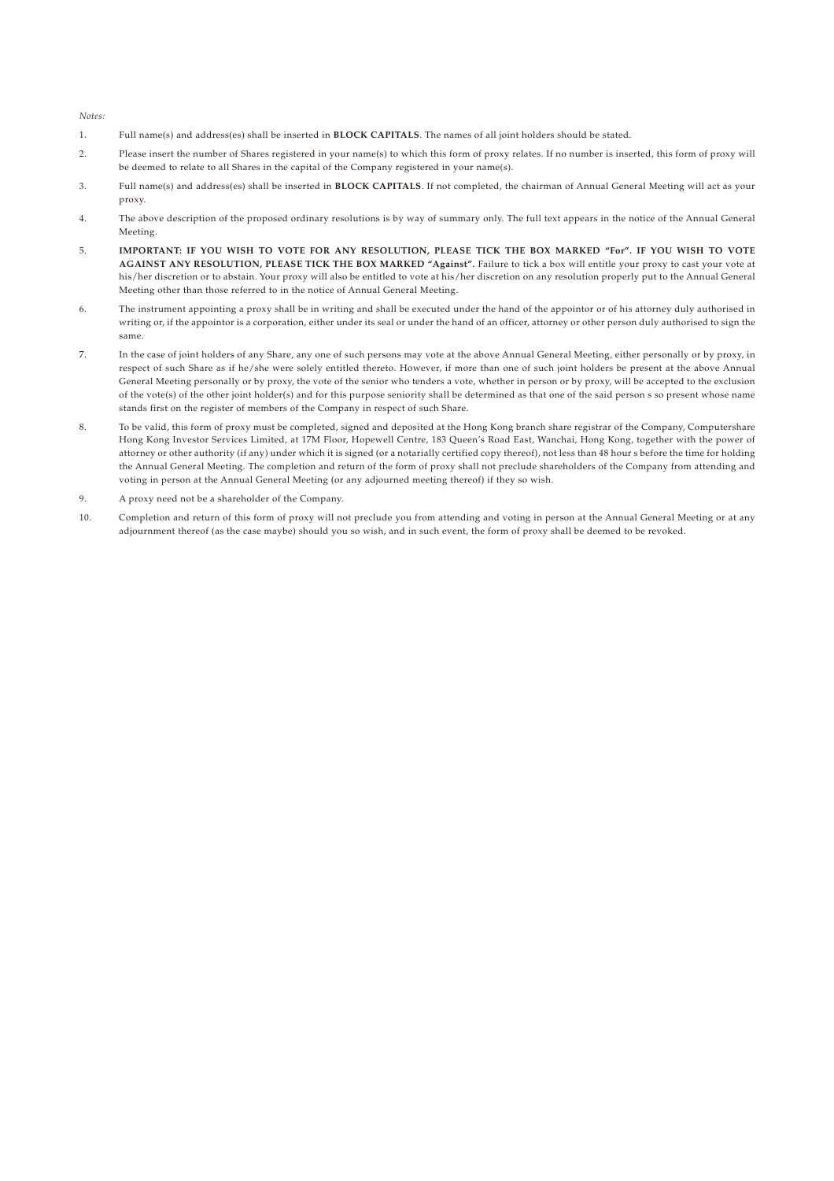*Notes:*

1. Full name(s) and address(es) shall be inserted in **BLOCK CAPITALS**. The names of all joint holders should be stated.
2. Please insert the number of Shares registered in your name(s) to which this form of proxy relates. If no number is inserted, this form of proxy will be deemed to relate to all Shares in the capital of the Company registered in your name(s).
3. Full name(s) and address(es) shall be inserted in **BLOCK CAPITALS**. If not completed, the chairman of Annual General Meeting will act as your proxy.
4. The above description of the proposed ordinary resolutions is by way of summary only. The full text appears in the notice of the Annual General Meeting.
5. **IMPORTANT: IF YOU WISH TO VOTE FOR ANY RESOLUTION, PLEASE TICK THE BOX MARKED "For". IF YOU WISH TO VOTE AGAINST ANY RESOLUTION, PLEASE TICK THE BOX MARKED "Against".** Failure to tick a box will entitle your proxy to cast your vote at his/her discretion or to abstain. Your proxy will also be entitled to vote at his/her discretion on any resolution properly put to the Annual General Meeting other than those referred to in the notice of Annual General Meeting.
6. The instrument appointing a proxy shall be in writing and shall be executed under the hand of the appointor or of his attorney duly authorised in writing or, if the appointor is a corporation, either under its seal or under the hand of an officer, attorney or other person duly authorised to sign the same.
7. In the case of joint holders of any Share, any one of such persons may vote at the above Annual General Meeting, either personally or by proxy, in respect of such Share as if he/she were solely entitled thereto. However, if more than one of such joint holders be present at the above Annual General Meeting personally or by proxy, the vote of the senior who tenders a vote, whether in person or by proxy, will be accepted to the exclusion of the vote(s) of the other joint holder(s) and for this purpose seniority shall be determined as that one of the said person s so present whose name stands first on the register of members of the Company in respect of such Share.
8. To be valid, this form of proxy must be completed, signed and deposited at the Hong Kong branch share registrar of the Company, Computershare Hong Kong Investor Services Limited, at 17M Floor, Hopewell Centre, 183 Queen's Road East, Wanchai, Hong Kong, together with the power of attorney or other authority (if any) under which it is signed (or a notarially certified copy thereof), not less than 48 hour s before the time for holding the Annual General Meeting. The completion and return of the form of proxy shall not preclude shareholders of the Company from attending and voting in person at the Annual General Meeting (or any adjourned meeting thereof) if they so wish.
9. A proxy need not be a shareholder of the Company.
10. Completion and return of this form of proxy will not preclude you from attending and voting in person at the Annual General Meeting or at any adjournment thereof (as the case maybe) should you so wish, and in such event, the form of proxy shall be deemed to be revoked.